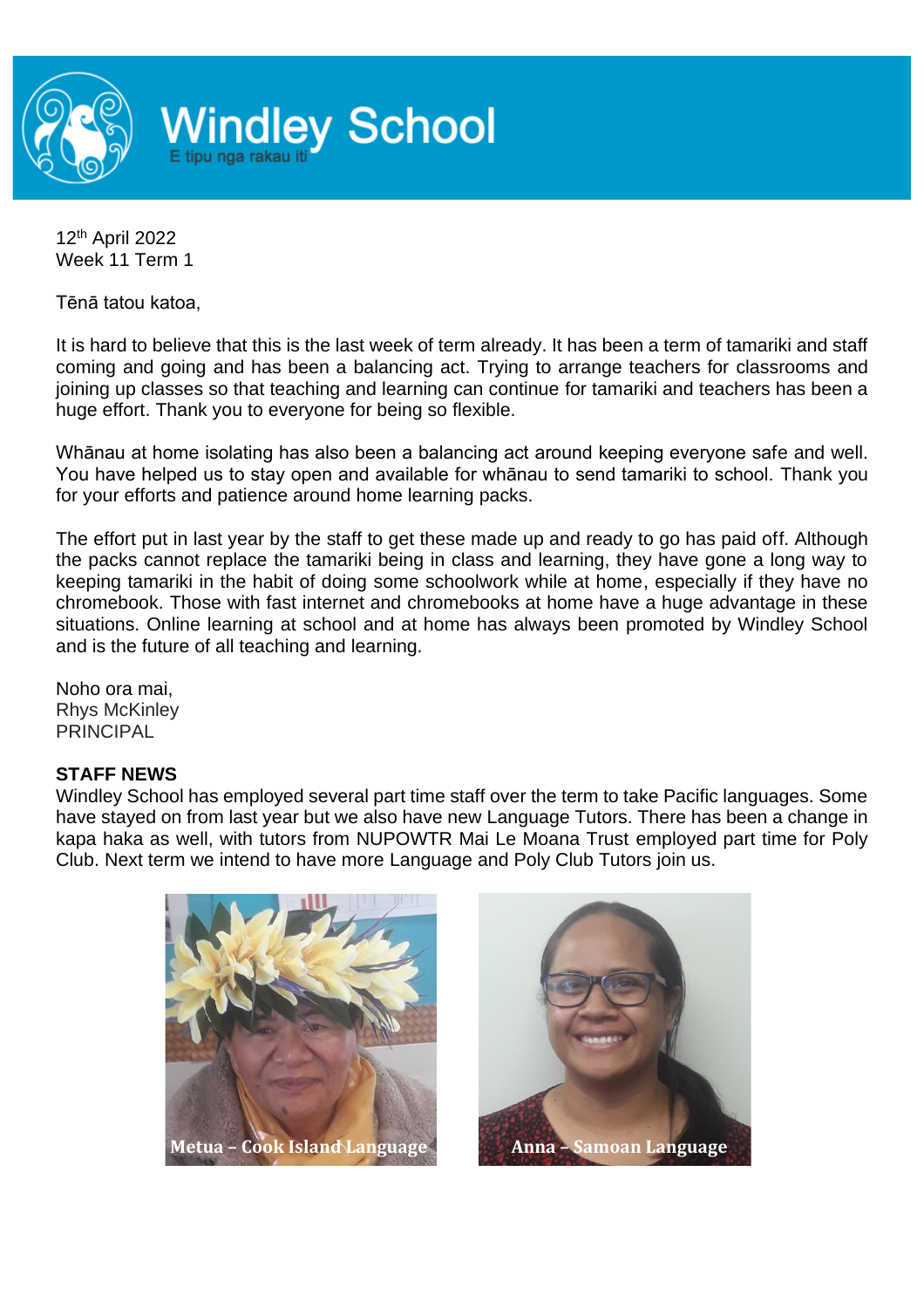# Windley School

E tipu nga rakau iti

12th April 2022
Week 11 Term 1

Tēnā tatou katoa,

It is hard to believe that this is the last week of term already. It has been a term of tamariki and staff coming and going and has been a balancing act. Trying to arrange teachers for classrooms and joining up classes so that teaching and learning can continue for tamariki and teachers has been a huge effort. Thank you to everyone for being so flexible.

Whānau at home isolating has also been a balancing act around keeping everyone safe and well. You have helped us to stay open and available for whānau to send tamariki to school. Thank you for your efforts and patience around home learning packs.

The effort put in last year by the staff to get these made up and ready to go has paid off. Although the packs cannot replace the tamariki being in class and learning, they have gone a long way to keeping tamariki in the habit of doing some schoolwork while at home, especially if they have no chromebook. Those with fast internet and chromebooks at home have a huge advantage in these situations. Online learning at school and at home has always been promoted by Windley School and is the future of all teaching and learning.

Noho ora mai,
Rhys McKinley
PRINCIPAL

**STAFF NEWS**

Windley School has employed several part time staff over the term to take Pacific languages. Some have stayed on from last year but we also have new Language Tutors. There has been a change in kapa haka as well, with tutors from NUPOWTR Mai Le Moana Trust employed part time for Poly Club. Next term we intend to have more Language and Poly Club Tutors join us.

Metua – Cook Island Language

Anna – Samoan Language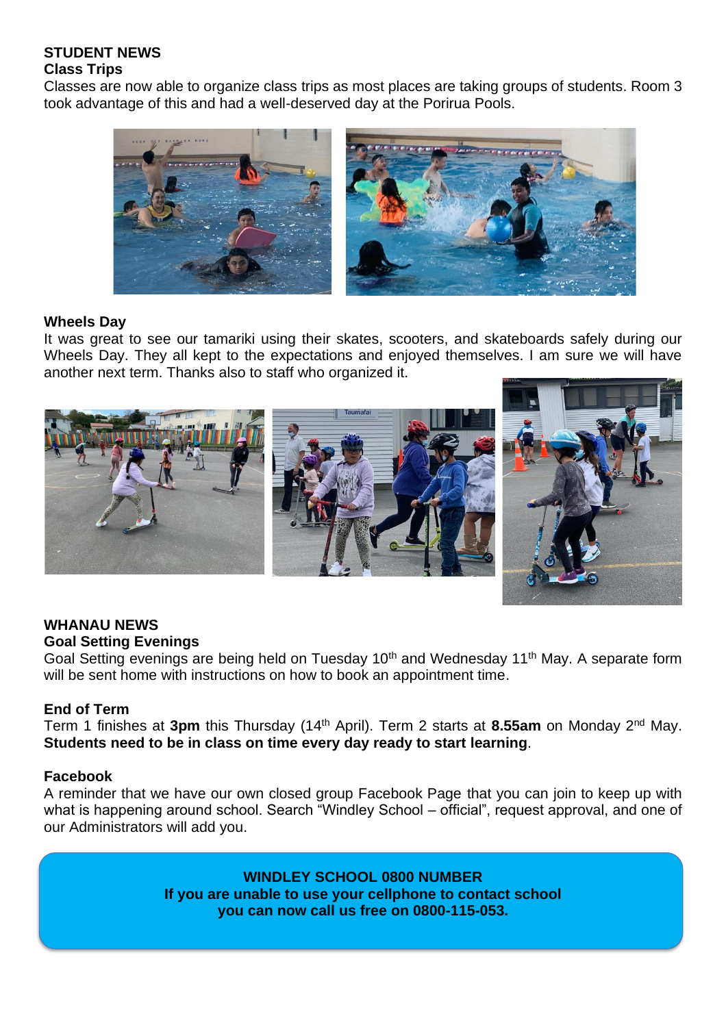**STUDENT NEWS**

**Class Trips**

Classes are now able to organize class trips as most places are taking groups of students. Room 3 took advantage of this and had a well-deserved day at the Porirua Pools.

**Wheels Day**

It was great to see our tamariki using their skates, scooters, and skateboards safely during our Wheels Day. They all kept to the expectations and enjoyed themselves. I am sure we will have another next term. Thanks also to staff who organized it.

**WHANAU NEWS**

**Goal Setting Evenings**

Goal Setting evenings are being held on Tuesday 10th and Wednesday 11th May. A separate form will be sent home with instructions on how to book an appointment time.

**End of Term**

Term 1 finishes at **3pm** this Thursday (14th April). Term 2 starts at **8.55am** on Monday 2nd May. **Students need to be in class on time every day ready to start learning**.

**Facebook**

A reminder that we have our own closed group Facebook Page that you can join to keep up with what is happening around school. Search "Windley School – official", request approval, and one of our Administrators will add you.

**WINDLEY SCHOOL 0800 NUMBER**
**If you are unable to use your cellphone to contact school**
**you can now call us free on 0800-115-053.**